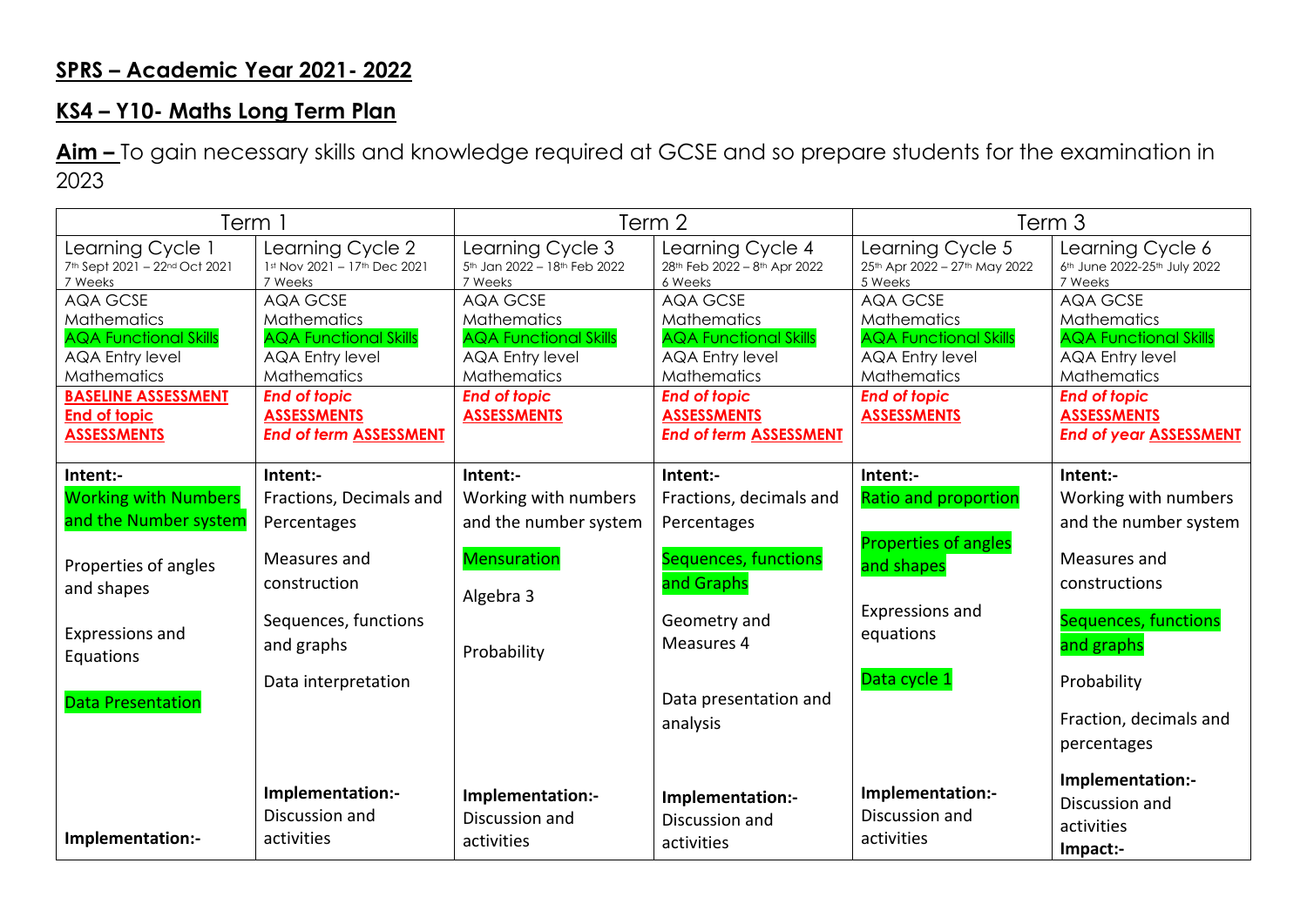## SPRS – Academic Year 2021- 2022

## KS4 – Y10- Maths Long Term Plan

**Aim –** To gain necessary skills and knowledge required at GCSE and so prepare students for the examination in 2023

| Term 1 | | Term 2 | | Term 3 | |
|---|---|---|---|---|---|
| Learning Cycle 1<br>7th Sept 2021 – 22nd Oct 2021<br>7 Weeks | Learning Cycle 2<br>1st Nov 2021 – 17th Dec 2021<br>7 Weeks | Learning Cycle 3<br>5th Jan 2022 – 18th Feb 2022<br>7 Weeks | Learning Cycle 4<br>28th Feb 2022 – 8th Apr 2022<br>6 Weeks | Learning Cycle 5<br>25th Apr 2022 – 27th May 2022<br>5 Weeks | Learning Cycle 6<br>6th June 2022-25th July 2022<br>7 Weeks |
| AQA GCSE Mathematics<br>AQA Functional Skills<br>AQA Entry level Mathematics | AQA GCSE Mathematics<br>AQA Functional Skills<br>AQA Entry level Mathematics | AQA GCSE Mathematics<br>AQA Functional Skills<br>AQA Entry level Mathematics | AQA GCSE Mathematics<br>AQA Functional Skills<br>AQA Entry level Mathematics | AQA GCSE Mathematics<br>AQA Functional Skills<br>AQA Entry level Mathematics | AQA GCSE Mathematics<br>AQA Functional Skills<br>AQA Entry level Mathematics |
| **BASELINE ASSESSMENT**<br>**End of topic ASSESSMENTS** | ***End of topic*** **ASSESSMENTS**<br>***End of term*** **ASSESSMENT** | ***End of topic*** **ASSESSMENTS** | ***End of topic*** **ASSESSMENTS**<br>***End of term*** **ASSESSMENT** | ***End of topic*** **ASSESSMENTS** | ***End of topic*** **ASSESSMENTS**<br>***End of year*** **ASSESSMENT** |
| **Intent:-**<br>Working with Numbers and the Number system<br><br>Properties of angles and shapes<br><br>Expressions and Equations<br><br>Data Presentation<br><br>**Implementation:-** | **Intent:-**<br>Fractions, Decimals and Percentages<br><br>Measures and construction<br><br>Sequences, functions and graphs<br><br>Data interpretation<br><br>**Implementation:-**<br>Discussion and activities | **Intent:-**<br>Working with numbers and the number system<br><br>Mensuration<br><br>Algebra 3<br><br>Probability<br><br>**Implementation:-**<br>Discussion and activities | **Intent:-**<br>Fractions, decimals and Percentages<br><br>Sequences, functions and Graphs<br><br>Geometry and Measures 4<br><br>Data presentation and analysis<br><br>**Implementation:-**<br>Discussion and activities | **Intent:-**<br>Ratio and proportion<br><br>Properties of angles and shapes<br><br>Expressions and equations<br><br>Data cycle 1<br><br>**Implementation:-**<br>Discussion and activities | **Intent:-**<br>Working with numbers and the number system<br><br>Measures and constructions<br><br>Sequences, functions and graphs<br><br>Probability<br><br>Fraction, decimals and percentages<br><br>**Implementation:-**<br>Discussion and activities<br>**Impact:-** |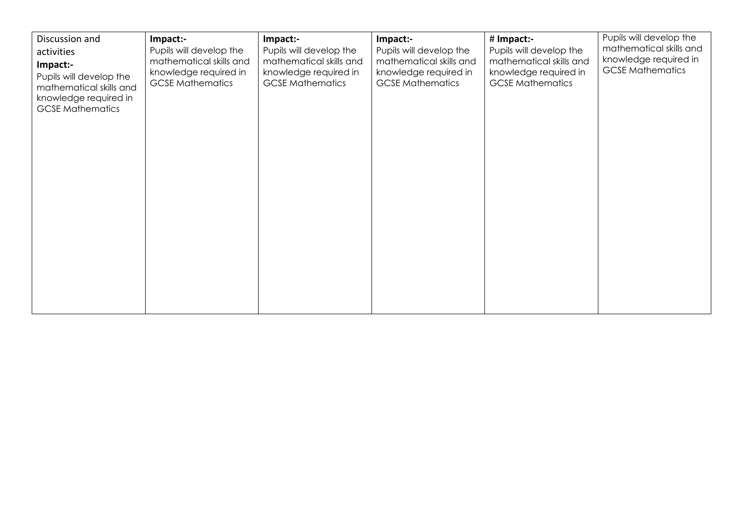| | | | | | |
|---|---|---|---|---|---|
| Discussion and activities<br>**Impact:-**<br>Pupils will develop the mathematical skills and knowledge required in GCSE Mathematics | **Impact:-**<br>Pupils will develop the mathematical skills and knowledge required in GCSE Mathematics | **Impact:-**<br>Pupils will develop the mathematical skills and knowledge required in GCSE Mathematics | **Impact:-**<br>Pupils will develop the mathematical skills and knowledge required in GCSE Mathematics | # **Impact:-**<br>Pupils will develop the mathematical skills and knowledge required in GCSE Mathematics | Pupils will develop the mathematical skills and knowledge required in GCSE Mathematics |